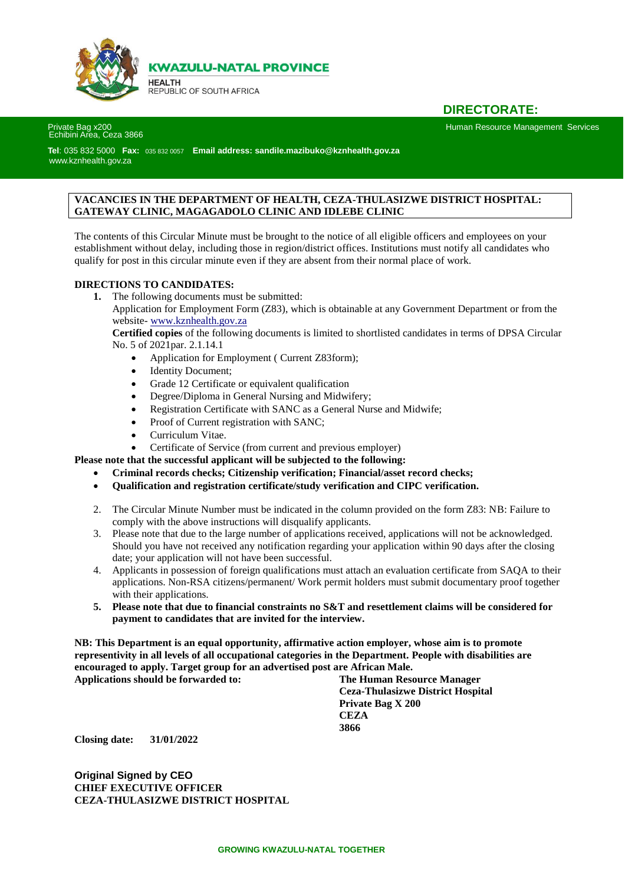**KWAZULU-NATAL PROVINCE**

HEALTH
REPUBLIC OF SOUTH AFRICA

**DIRECTORATE:**

Private Bag x200
Echibini Area, Ceza 3866

Human Resource Management Services

**Tel**: 035 832 5000 **Fax:** 035 832 0057 **Email address: sandile.mazibuko@kznhealth.gov.za**
www.kznhealth.gov.za

**VACANCIES IN THE DEPARTMENT OF HEALTH, CEZA-THULASIZWE DISTRICT HOSPITAL: GATEWAY CLINIC, MAGAGADOLO CLINIC AND IDLEBE CLINIC**

The contents of this Circular Minute must be brought to the notice of all eligible officers and employees on your establishment without delay, including those in region/district offices. Institutions must notify all candidates who qualify for post in this circular minute even if they are absent from their normal place of work.

**DIRECTIONS TO CANDIDATES:**

1. The following documents must be submitted:
   Application for Employment Form (Z83), which is obtainable at any Government Department or from the website- www.kznhealth.gov.za
   **Certified copies** of the following documents is limited to shortlisted candidates in terms of DPSA Circular No. 5 of 2021par. 2.1.14.1
   - Application for Employment ( Current Z83form);
   - Identity Document;
   - Grade 12 Certificate or equivalent qualification
   - Degree/Diploma in General Nursing and Midwifery;
   - Registration Certificate with SANC as a General Nurse and Midwife;
   - Proof of Current registration with SANC;
   - Curriculum Vitae.
   - Certificate of Service (from current and previous employer)

**Please note that the successful applicant will be subjected to the following:**

- **Criminal records checks; Citizenship verification; Financial/asset record checks;**
- **Qualification and registration certificate/study verification and CIPC verification.**

2. The Circular Minute Number must be indicated in the column provided on the form Z83: NB: Failure to comply with the above instructions will disqualify applicants.
3. Please note that due to the large number of applications received, applications will not be acknowledged. Should you have not received any notification regarding your application within 90 days after the closing date; your application will not have been successful.
4. Applicants in possession of foreign qualifications must attach an evaluation certificate from SAQA to their applications. Non-RSA citizens/permanent/ Work permit holders must submit documentary proof together with their applications.
5. **Please note that due to financial constraints no S&T and resettlement claims will be considered for payment to candidates that are invited for the interview.**

**NB: This Department is an equal opportunity, affirmative action employer, whose aim is to promote representivity in all levels of all occupational categories in the Department. People with disabilities are encouraged to apply. Target group for an advertised post are African Male.**

**Applications should be forwarded to:**

**The Human Resource Manager**
**Ceza-Thulasizwe District Hospital**
**Private Bag X 200**
**CEZA**
**3866**

**Closing date: 31/01/2022**

**Original Signed by CEO**
**CHIEF EXECUTIVE OFFICER**
**CEZA-THULASIZWE DISTRICT HOSPITAL**

**GROWING KWAZULU-NATAL TOGETHER**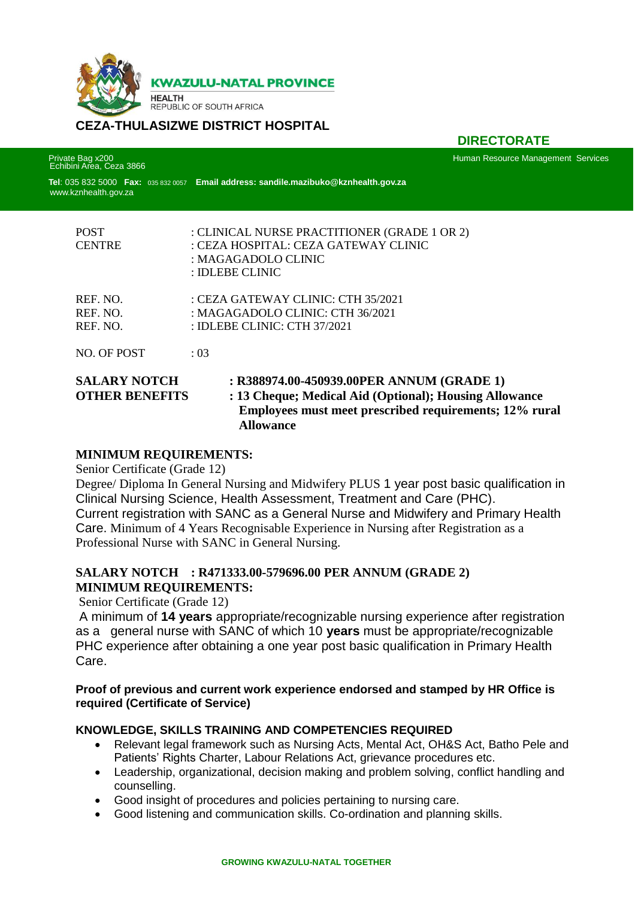KWAZULU-NATAL PROVINCE

HEALTH
REPUBLIC OF SOUTH AFRICA

## CEZA-THULASIZWE DISTRICT HOSPITAL

**DIRECTORATE**

Private Bag x200
Echibini Area, Ceza 3866

Human Resource Management Services

**Tel**: 035 832 5000 **Fax:** 035 832 0057 **Email address: sandile.mazibuko@kznhealth.gov.za**
www.kznhealth.gov.za

| | |
|---|---|
| POST | : CLINICAL NURSE PRACTITIONER (GRADE 1 OR 2) |
| CENTRE | : CEZA HOSPITAL: CEZA GATEWAY CLINIC |
| | : MAGAGADOLO CLINIC |
| | : IDLEBE CLINIC |
| REF. NO. | : CEZA GATEWAY CLINIC: CTH 35/2021 |
| REF. NO. | : MAGAGADOLO CLINIC: CTH 36/2021 |
| REF. NO. | : IDLEBE CLINIC: CTH 37/2021 |
| NO. OF POST | : 03 |

**SALARY NOTCH** **: R388974.00-450939.00PER ANNUM (GRADE 1)**
**OTHER BENEFITS** **: 13 Cheque; Medical Aid (Optional); Housing Allowance Employees must meet prescribed requirements; 12% rural Allowance**

### MINIMUM REQUIREMENTS:

Senior Certificate (Grade 12)
Degree/ Diploma In General Nursing and Midwifery PLUS 1 year post basic qualification in Clinical Nursing Science, Health Assessment, Treatment and Care (PHC).
Current registration with SANC as a General Nurse and Midwifery and Primary Health Care. Minimum of 4 Years Recognisable Experience in Nursing after Registration as a Professional Nurse with SANC in General Nursing.

### SALARY NOTCH : R471333.00-579696.00 PER ANNUM (GRADE 2)

### MINIMUM REQUIREMENTS:

Senior Certificate (Grade 12)
A minimum of **14 years** appropriate/recognizable nursing experience after registration as a general nurse with SANC of which 10 **years** must be appropriate/recognizable PHC experience after obtaining a one year post basic qualification in Primary Health Care.

**Proof of previous and current work experience endorsed and stamped by HR Office is required (Certificate of Service)**

### KNOWLEDGE, SKILLS TRAINING AND COMPETENCIES REQUIRED

- Relevant legal framework such as Nursing Acts, Mental Act, OH&S Act, Batho Pele and Patients' Rights Charter, Labour Relations Act, grievance procedures etc.
- Leadership, organizational, decision making and problem solving, conflict handling and counselling.
- Good insight of procedures and policies pertaining to nursing care.
- Good listening and communication skills. Co-ordination and planning skills.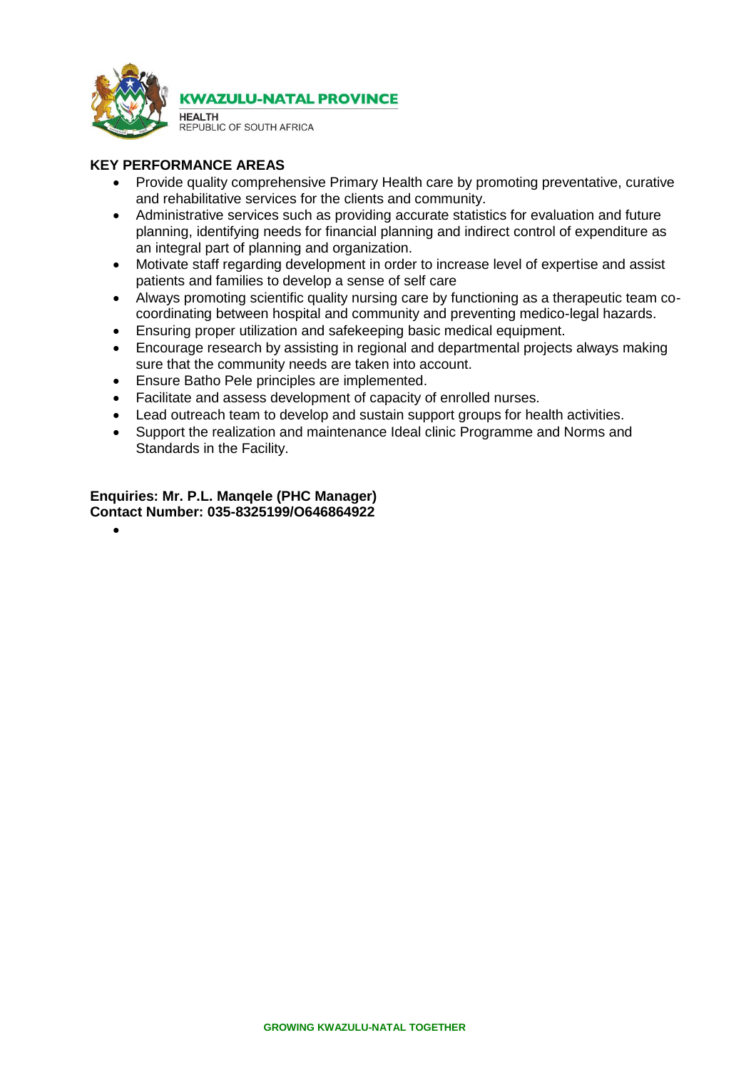**KEY PERFORMANCE AREAS**

- Provide quality comprehensive Primary Health care by promoting preventative, curative and rehabilitative services for the clients and community.
- Administrative services such as providing accurate statistics for evaluation and future planning, identifying needs for financial planning and indirect control of expenditure as an integral part of planning and organization.
- Motivate staff regarding development in order to increase level of expertise and assist patients and families to develop a sense of self care
- Always promoting scientific quality nursing care by functioning as a therapeutic team co-coordinating between hospital and community and preventing medico-legal hazards.
- Ensuring proper utilization and safekeeping basic medical equipment.
- Encourage research by assisting in regional and departmental projects always making sure that the community needs are taken into account.
- Ensure Batho Pele principles are implemented.
- Facilitate and assess development of capacity of enrolled nurses.
- Lead outreach team to develop and sustain support groups for health activities.
- Support the realization and maintenance Ideal clinic Programme and Norms and Standards in the Facility.

**Enquiries: Mr. P.L. Manqele (PHC Manager)**
**Contact Number: 035-8325199/O646864922**